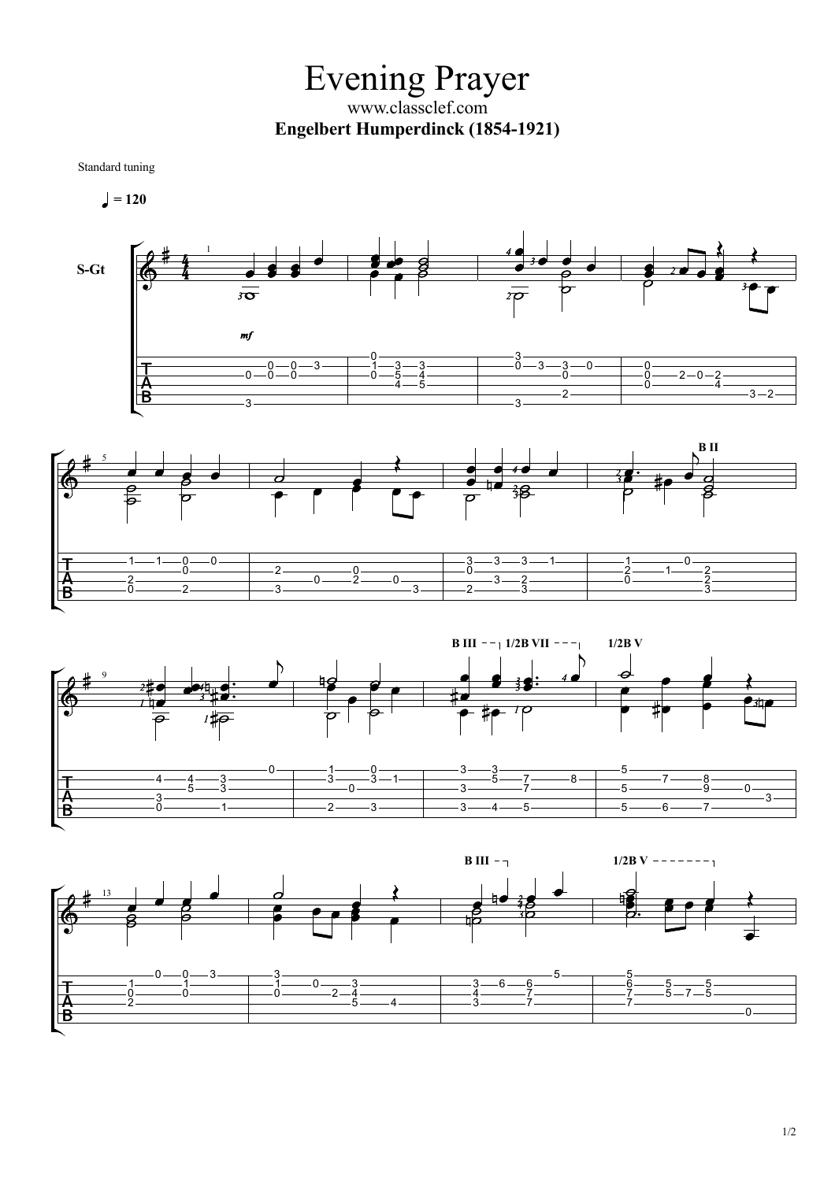# Evening Prayer

www.classclef.com

**Engelbert Humperdinck (1854-1921)**

Standard tuning

♩ = 120